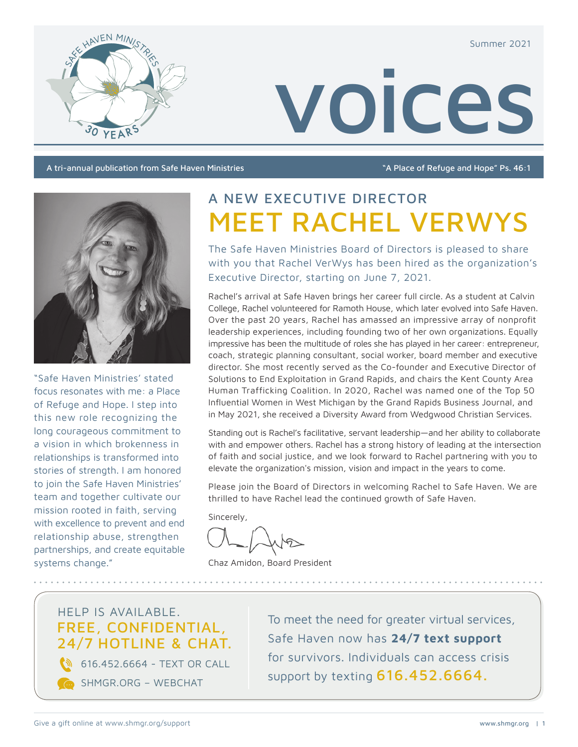Summer 2021

# voices

A tri-annual publication from Safe Haven Ministries

"A Place of Refuge and Hope" Ps. 46:1

"Safe Haven Ministries' stated focus resonates with me: a Place of Refuge and Hope. I step into this new role recognizing the long courageous commitment to a vision in which brokenness in relationships is transformed into stories of strength. I am honored to join the Safe Haven Ministries' team and together cultivate our mission rooted in faith, serving with excellence to prevent and end relationship abuse, strengthen partnerships, and create equitable systems change."

## A NEW EXECUTIVE DIRECTOR

# MEET RACHEL VERWYS

The Safe Haven Ministries Board of Directors is pleased to share with you that Rachel VerWys has been hired as the organization's Executive Director, starting on June 7, 2021.

Rachel's arrival at Safe Haven brings her career full circle. As a student at Calvin College, Rachel volunteered for Ramoth House, which later evolved into Safe Haven. Over the past 20 years, Rachel has amassed an impressive array of nonprofit leadership experiences, including founding two of her own organizations. Equally impressive has been the multitude of roles she has played in her career: entrepreneur, coach, strategic planning consultant, social worker, board member and executive director. She most recently served as the Co-founder and Executive Director of Solutions to End Exploitation in Grand Rapids, and chairs the Kent County Area Human Trafficking Coalition. In 2020, Rachel was named one of the Top 50 Influential Women in West Michigan by the Grand Rapids Business Journal, and in May 2021, she received a Diversity Award from Wedgwood Christian Services.

Standing out is Rachel's facilitative, servant leadership—and her ability to collaborate with and empower others. Rachel has a strong history of leading at the intersection of faith and social justice, and we look forward to Rachel partnering with you to elevate the organization's mission, vision and impact in the years to come.

Please join the Board of Directors in welcoming Rachel to Safe Haven. We are thrilled to have Rachel lead the continued growth of Safe Haven.

Sincerely,

Chaz Amidon, Board President

---

HELP IS AVAILABLE.

**FREE, CONFIDENTIAL, 24/7 HOTLINE & CHAT.**

616.452.6664 - TEXT OR CALL

SHMGR.ORG – WEBCHAT

To meet the need for greater virtual services, Safe Haven now has **24/7 text support** for survivors. Individuals can access crisis support by texting **616.452.6664.**

Give a gift online at www.shmgr.org/support

www.shmgr.org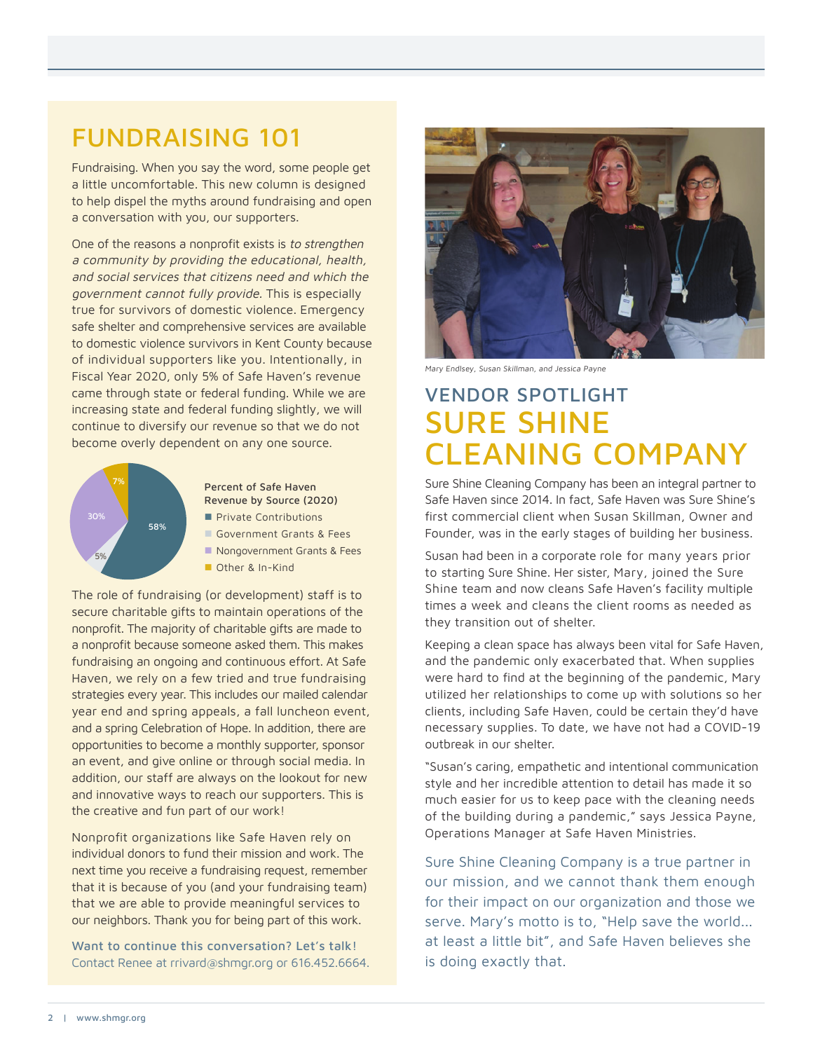# FUNDRAISING 101

Fundraising. When you say the word, some people get a little uncomfortable. This new column is designed to help dispel the myths around fundraising and open a conversation with you, our supporters.

One of the reasons a nonprofit exists is *to strengthen a community by providing the educational, health, and social services that citizens need and which the government cannot fully provide.* This is especially true for survivors of domestic violence. Emergency safe shelter and comprehensive services are available to domestic violence survivors in Kent County because of individual supporters like you. Intentionally, in Fiscal Year 2020, only 5% of Safe Haven's revenue came through state or federal funding. While we are increasing state and federal funding slightly, we will continue to diversify our revenue so that we do not become overly dependent on any one source.

**Percent of Safe Haven Revenue by Source (2020)**

| Source | Percent |
|---|---|
| Private Contributions | 58% |
| Government Grants & Fees | 5% |
| Nongovernment Grants & Fees | 30% |
| Other & In-Kind | 7% |

The role of fundraising (or development) staff is to secure charitable gifts to maintain operations of the nonprofit. The majority of charitable gifts are made to a nonprofit because someone asked them. This makes fundraising an ongoing and continuous effort. At Safe Haven, we rely on a few tried and true fundraising strategies every year. This includes our mailed calendar year end and spring appeals, a fall luncheon event, and a spring Celebration of Hope. In addition, there are opportunities to become a monthly supporter, sponsor an event, and give online or through social media. In addition, our staff are always on the lookout for new and innovative ways to reach our supporters. This is the creative and fun part of our work!

Nonprofit organizations like Safe Haven rely on individual donors to fund their mission and work. The next time you receive a fundraising request, remember that it is because of you (and your fundraising team) that we are able to provide meaningful services to our neighbors. Thank you for being part of this work.

**Want to continue this conversation? Let's talk!**
Contact Renee at rrivard@shmgr.org or 616.452.6664.

*Mary Endlsey, Susan Skillman, and Jessica Payne*

## VENDOR SPOTLIGHT

# SURE SHINE CLEANING COMPANY

Sure Shine Cleaning Company has been an integral partner to Safe Haven since 2014. In fact, Safe Haven was Sure Shine's first commercial client when Susan Skillman, Owner and Founder, was in the early stages of building her business.

Susan had been in a corporate role for many years prior to starting Sure Shine. Her sister, Mary, joined the Sure Shine team and now cleans Safe Haven's facility multiple times a week and cleans the client rooms as needed as they transition out of shelter.

Keeping a clean space has always been vital for Safe Haven, and the pandemic only exacerbated that. When supplies were hard to find at the beginning of the pandemic, Mary utilized her relationships to come up with solutions so her clients, including Safe Haven, could be certain they'd have necessary supplies. To date, we have not had a COVID-19 outbreak in our shelter.

"Susan's caring, empathetic and intentional communication style and her incredible attention to detail has made it so much easier for us to keep pace with the cleaning needs of the building during a pandemic," says Jessica Payne, Operations Manager at Safe Haven Ministries.

Sure Shine Cleaning Company is a true partner in our mission, and we cannot thank them enough for their impact on our organization and those we serve. Mary's motto is to, "Help save the world… at least a little bit", and Safe Haven believes she is doing exactly that.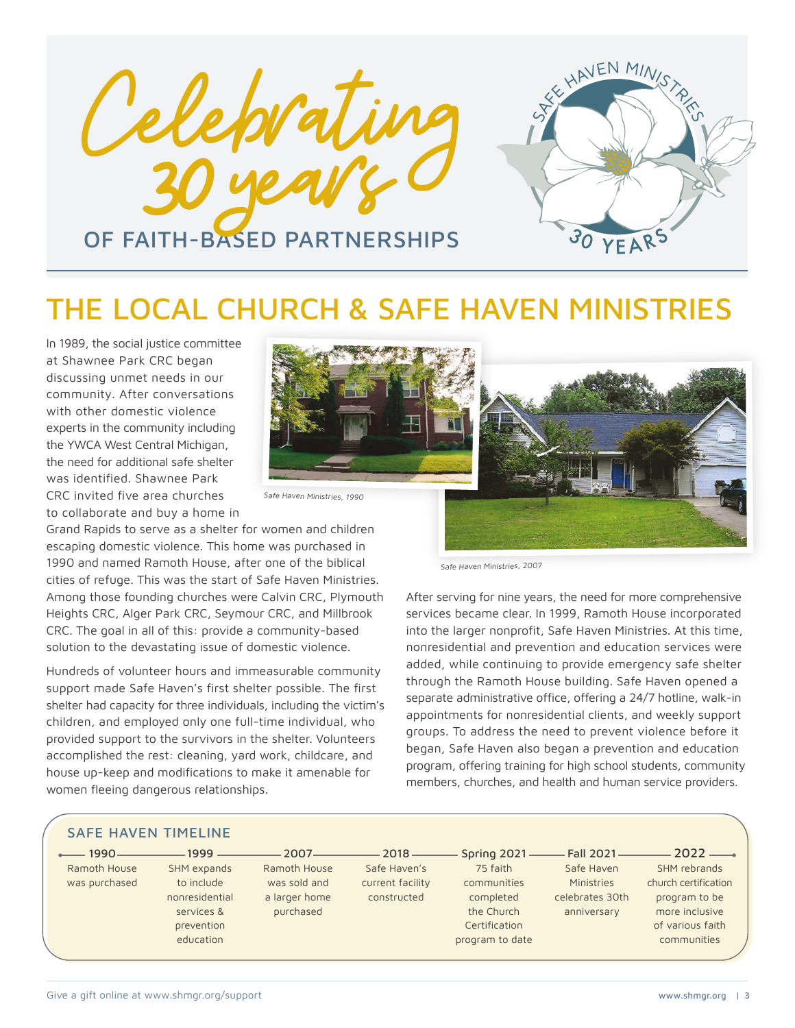# Celebrating 30 years OF FAITH-BASED PARTNERSHIPS

SAFE HAVEN MINISTRIES 30 YEARS

## THE LOCAL CHURCH & SAFE HAVEN MINISTRIES

In 1989, the social justice committee at Shawnee Park CRC began discussing unmet needs in our community. After conversations with other domestic violence experts in the community including the YWCA West Central Michigan, the need for additional safe shelter was identified. Shawnee Park CRC invited five area churches to collaborate and buy a home in Grand Rapids to serve as a shelter for women and children escaping domestic violence. This home was purchased in 1990 and named Ramoth House, after one of the biblical cities of refuge. This was the start of Safe Haven Ministries. Among those founding churches were Calvin CRC, Plymouth Heights CRC, Alger Park CRC, Seymour CRC, and Millbrook CRC. The goal in all of this: provide a community-based solution to the devastating issue of domestic violence.

*Safe Haven Ministries, 1990*

*Safe Haven Ministries, 2007*

Hundreds of volunteer hours and immeasurable community support made Safe Haven's first shelter possible. The first shelter had capacity for three individuals, including the victim's children, and employed only one full-time individual, who provided support to the survivors in the shelter. Volunteers accomplished the rest: cleaning, yard work, childcare, and house up-keep and modifications to make it amenable for women fleeing dangerous relationships.

After serving for nine years, the need for more comprehensive services became clear. In 1999, Ramoth House incorporated into the larger nonprofit, Safe Haven Ministries. At this time, nonresidential and prevention and education services were added, while continuing to provide emergency safe shelter through the Ramoth House building. Safe Haven opened a separate administrative office, offering a 24/7 hotline, walk-in appointments for nonresidential clients, and weekly support groups. To address the need to prevent violence before it began, Safe Haven also began a prevention and education program, offering training for high school students, community members, churches, and health and human service providers.

### SAFE HAVEN TIMELINE

| 1990 | 1999 | 2007 | 2018 | Spring 2021 | Fall 2021 | 2022 |
|---|---|---|---|---|---|---|
| Ramoth House was purchased | SHM expands to include nonresidential services & prevention education | Ramoth House was sold and a larger home purchased | Safe Haven's current facility constructed | 75 faith communities completed the Church Certification program to date | Safe Haven Ministries celebrates 30th anniversary | SHM rebrands church certification program to be more inclusive of various faith communities |

Give a gift online at www.shmgr.org/support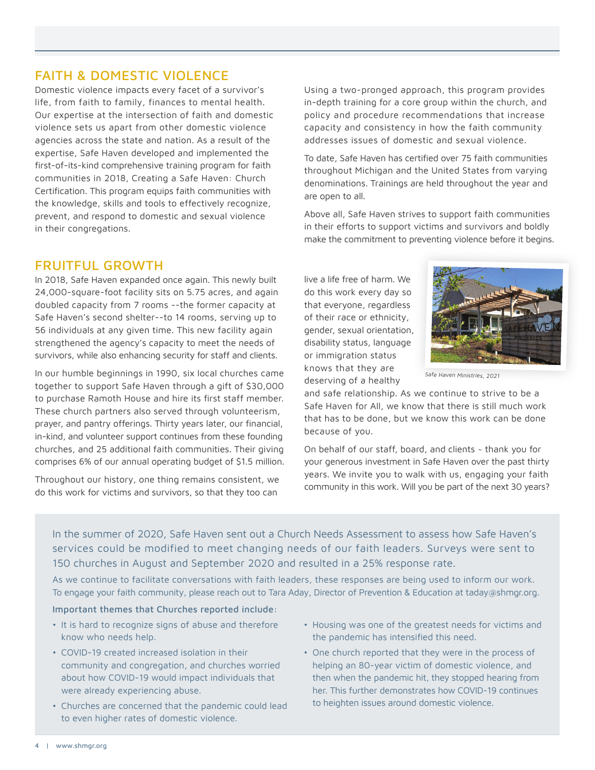## FAITH & DOMESTIC VIOLENCE

Domestic violence impacts every facet of a survivor's life, from faith to family, finances to mental health. Our expertise at the intersection of faith and domestic violence sets us apart from other domestic violence agencies across the state and nation. As a result of the expertise, Safe Haven developed and implemented the first-of-its-kind comprehensive training program for faith communities in 2018, Creating a Safe Haven: Church Certification. This program equips faith communities with the knowledge, skills and tools to effectively recognize, prevent, and respond to domestic and sexual violence in their congregations.

Using a two-pronged approach, this program provides in-depth training for a core group within the church, and policy and procedure recommendations that increase capacity and consistency in how the faith community addresses issues of domestic and sexual violence.

To date, Safe Haven has certified over 75 faith communities throughout Michigan and the United States from varying denominations. Trainings are held throughout the year and are open to all.

Above all, Safe Haven strives to support faith communities in their efforts to support victims and survivors and boldly make the commitment to preventing violence before it begins.

## FRUITFUL GROWTH

In 2018, Safe Haven expanded once again. This newly built 24,000-square-foot facility sits on 5.75 acres, and again doubled capacity from 7 rooms --the former capacity at Safe Haven's second shelter--to 14 rooms, serving up to 56 individuals at any given time. This new facility again strengthened the agency's capacity to meet the needs of survivors, while also enhancing security for staff and clients.

In our humble beginnings in 1990, six local churches came together to support Safe Haven through a gift of $30,000 to purchase Ramoth House and hire its first staff member. These church partners also served through volunteerism, prayer, and pantry offerings. Thirty years later, our financial, in-kind, and volunteer support continues from these founding churches, and 25 additional faith communities. Their giving comprises 6% of our annual operating budget of $1.5 million.

Throughout our history, one thing remains consistent, we do this work for victims and survivors, so that they too can live a life free of harm. We do this work every day so that everyone, regardless of their race or ethnicity, gender, sexual orientation, disability status, language or immigration status knows that they are deserving of a healthy and safe relationship. As we continue to strive to be a Safe Haven for All, we know that there is still much work that has to be done, but we know this work can be done because of you.

*Safe Haven Ministries, 2021*

On behalf of our staff, board, and clients - thank you for your generous investment in Safe Haven over the past thirty years. We invite you to walk with us, engaging your faith community in this work. Will you be part of the next 30 years?

In the summer of 2020, Safe Haven sent out a Church Needs Assessment to assess how Safe Haven's services could be modified to meet changing needs of our faith leaders. Surveys were sent to 150 churches in August and September 2020 and resulted in a 25% response rate.

As we continue to facilitate conversations with faith leaders, these responses are being used to inform our work. To engage your faith community, please reach out to Tara Aday, Director of Prevention & Education at taday@shmgr.org.

**Important themes that Churches reported include:**

- It is hard to recognize signs of abuse and therefore know who needs help.
- COVID-19 created increased isolation in their community and congregation, and churches worried about how COVID-19 would impact individuals that were already experiencing abuse.
- Churches are concerned that the pandemic could lead to even higher rates of domestic violence.
- Housing was one of the greatest needs for victims and the pandemic has intensified this need.
- One church reported that they were in the process of helping an 80-year victim of domestic violence, and then when the pandemic hit, they stopped hearing from her. This further demonstrates how COVID-19 continues to heighten issues around domestic violence.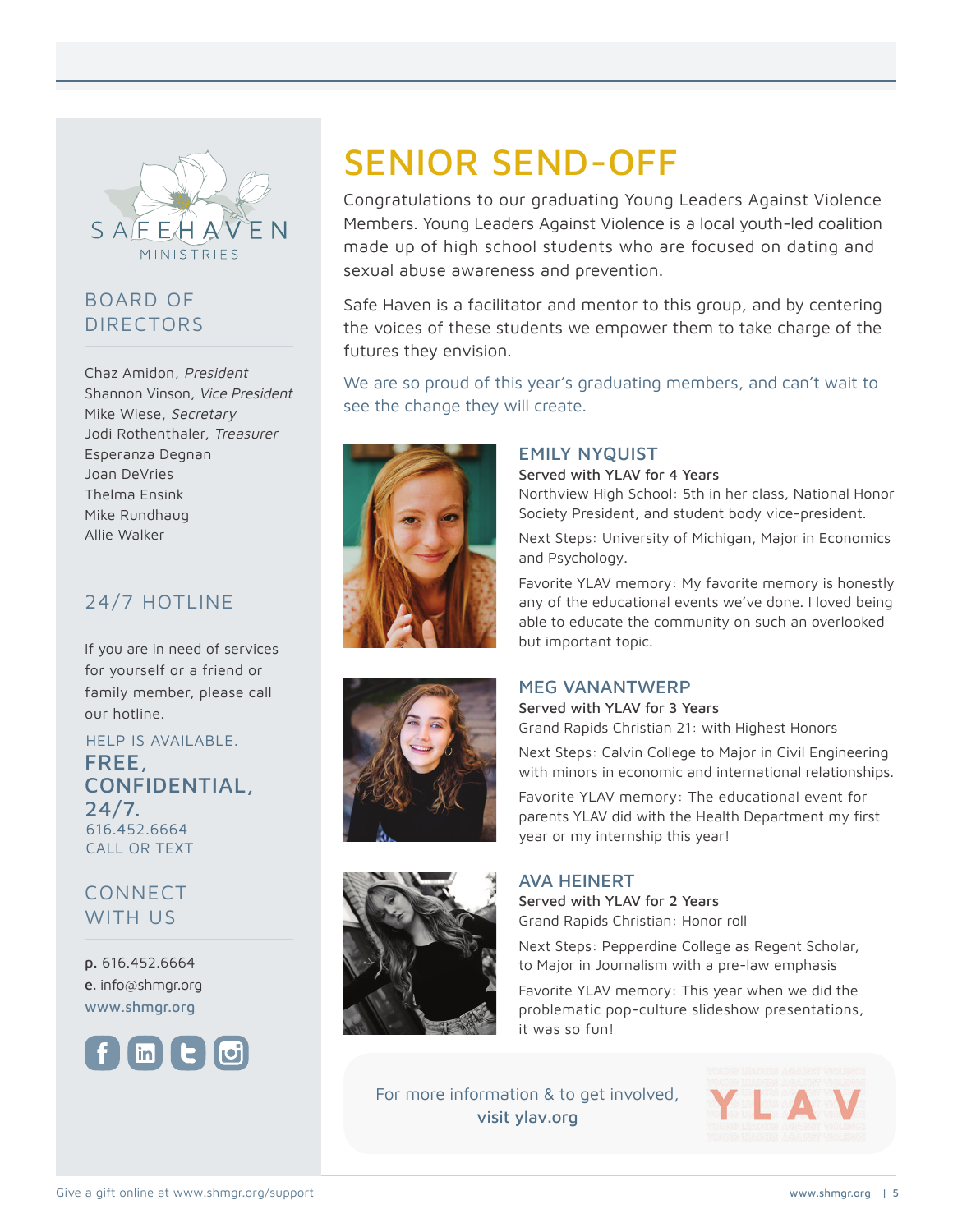# SENIOR SEND-OFF

Congratulations to our graduating Young Leaders Against Violence Members. Young Leaders Against Violence is a local youth-led coalition made up of high school students who are focused on dating and sexual abuse awareness and prevention.

Safe Haven is a facilitator and mentor to this group, and by centering the voices of these students we empower them to take charge of the futures they envision.

We are so proud of this year's graduating members, and can't wait to see the change they will create.

## EMILY NYQUIST

**Served with YLAV for 4 Years**

Northview High School: 5th in her class, National Honor Society President, and student body vice-president.

Next Steps: University of Michigan, Major in Economics and Psychology.

Favorite YLAV memory: My favorite memory is honestly any of the educational events we've done. I loved being able to educate the community on such an overlooked but important topic.

## MEG VANANTWERP

**Served with YLAV for 3 Years**

Grand Rapids Christian 21: with Highest Honors

Next Steps: Calvin College to Major in Civil Engineering with minors in economic and international relationships.

Favorite YLAV memory: The educational event for parents YLAV did with the Health Department my first year or my internship this year!

## AVA HEINERT

**Served with YLAV for 2 Years**

Grand Rapids Christian: Honor roll

Next Steps: Pepperdine College as Regent Scholar, to Major in Journalism with a pre-law emphasis

Favorite YLAV memory: This year when we did the problematic pop-culture slideshow presentations, it was so fun!

For more information & to get involved, **visit ylav.org**

YLAV

---

SAFE HAVEN MINISTRIES

## BOARD OF DIRECTORS

Chaz Amidon, *President*
Shannon Vinson, *Vice President*
Mike Wiese, *Secretary*
Jodi Rothenthaler, *Treasurer*
Esperanza Degnan
Joan DeVries
Thelma Ensink
Mike Rundhaug
Allie Walker

## 24/7 HOTLINE

If you are in need of services for yourself or a friend or family member, please call our hotline.

HELP IS AVAILABLE.
**FREE, CONFIDENTIAL, 24/7.**
616.452.6664
CALL OR TEXT

## CONNECT WITH US

**p.** 616.452.6664
**e.** info@shmgr.org
www.shmgr.org

Give a gift online at www.shmgr.org/support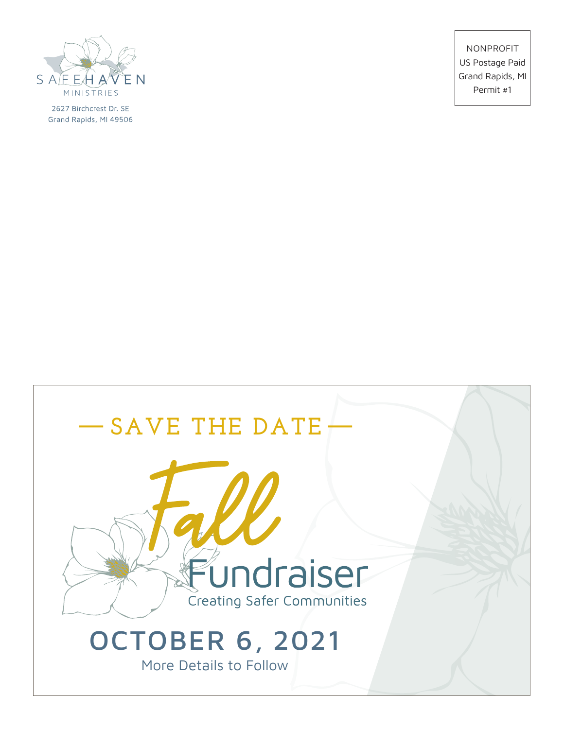SAFEHAVEN
MINISTRIES

2627 Birchcrest Dr. SE
Grand Rapids, MI 49506

NONPROFIT
US Postage Paid
Grand Rapids, MI
Permit #1

— SAVE THE DATE —

# Fall Fundraiser

Creating Safer Communities

## OCTOBER 6, 2021

More Details to Follow